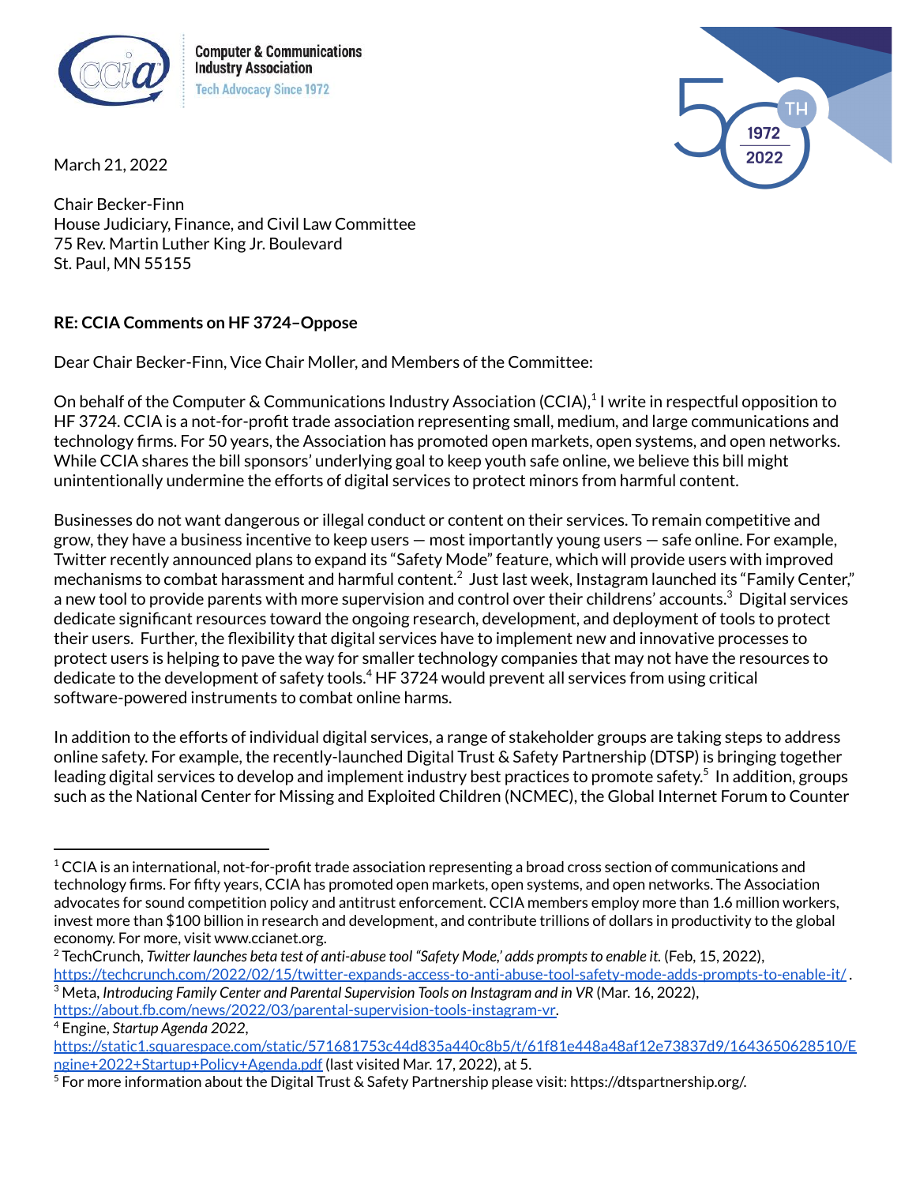Computer & Communications Industry Association
Tech Advocacy Since 1972

March 21, 2022

Chair Becker-Finn
House Judiciary, Finance, and Civil Law Committee
75 Rev. Martin Luther King Jr. Boulevard
St. Paul, MN 55155

**RE: CCIA Comments on HF 3724–Oppose**

Dear Chair Becker-Finn, Vice Chair Moller, and Members of the Committee:

On behalf of the Computer & Communications Industry Association (CCIA),[1] I write in respectful opposition to HF 3724. CCIA is a not-for-profit trade association representing small, medium, and large communications and technology firms. For 50 years, the Association has promoted open markets, open systems, and open networks. While CCIA shares the bill sponsors' underlying goal to keep youth safe online, we believe this bill might unintentionally undermine the efforts of digital services to protect minors from harmful content.

Businesses do not want dangerous or illegal conduct or content on their services. To remain competitive and grow, they have a business incentive to keep users — most importantly young users — safe online. For example, Twitter recently announced plans to expand its "Safety Mode" feature, which will provide users with improved mechanisms to combat harassment and harmful content.[2] Just last week, Instagram launched its "Family Center," a new tool to provide parents with more supervision and control over their childrens' accounts.[3] Digital services dedicate significant resources toward the ongoing research, development, and deployment of tools to protect their users. Further, the flexibility that digital services have to implement new and innovative processes to protect users is helping to pave the way for smaller technology companies that may not have the resources to dedicate to the development of safety tools.[4] HF 3724 would prevent all services from using critical software-powered instruments to combat online harms.

In addition to the efforts of individual digital services, a range of stakeholder groups are taking steps to address online safety. For example, the recently-launched Digital Trust & Safety Partnership (DTSP) is bringing together leading digital services to develop and implement industry best practices to promote safety.[5] In addition, groups such as the National Center for Missing and Exploited Children (NCMEC), the Global Internet Forum to Counter

---

[1] CCIA is an international, not-for-profit trade association representing a broad cross section of communications and technology firms. For fifty years, CCIA has promoted open markets, open systems, and open networks. The Association advocates for sound competition policy and antitrust enforcement. CCIA members employ more than 1.6 million workers, invest more than $100 billion in research and development, and contribute trillions of dollars in productivity to the global economy. For more, visit www.ccianet.org.

[2] TechCrunch, *Twitter launches beta test of anti-abuse tool "Safety Mode,' adds prompts to enable it.* (Feb, 15, 2022), https://techcrunch.com/2022/02/15/twitter-expands-access-to-anti-abuse-tool-safety-mode-adds-prompts-to-enable-it/ .

[3] Meta, *Introducing Family Center and Parental Supervision Tools on Instagram and in VR* (Mar. 16, 2022), https://about.fb.com/news/2022/03/parental-supervision-tools-instagram-vr.

[4] Engine, *Startup Agenda 2022*, https://static1.squarespace.com/static/571681753c44d835a440c8b5/t/61f81e448a48af12e73837d9/1643650628510/Engine+2022+Startup+Policy+Agenda.pdf (last visited Mar. 17, 2022), at 5.

[5] For more information about the Digital Trust & Safety Partnership please visit: https://dtspartnership.org/.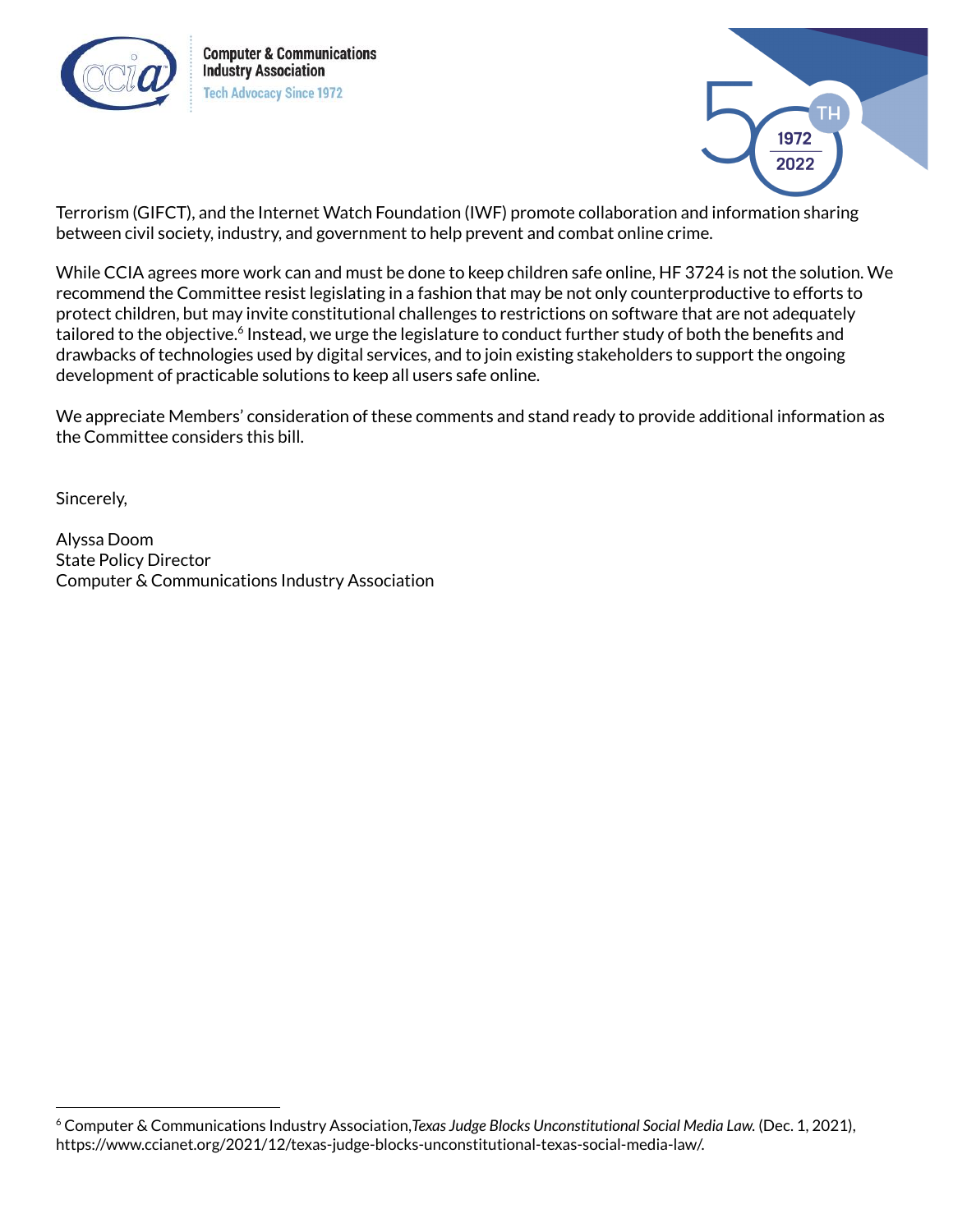Terrorism (GIFCT), and the Internet Watch Foundation (IWF) promote collaboration and information sharing between civil society, industry, and government to help prevent and combat online crime.

While CCIA agrees more work can and must be done to keep children safe online, HF 3724 is not the solution. We recommend the Committee resist legislating in a fashion that may be not only counterproductive to efforts to protect children, but may invite constitutional challenges to restrictions on software that are not adequately tailored to the objective.[6] Instead, we urge the legislature to conduct further study of both the benefits and drawbacks of technologies used by digital services, and to join existing stakeholders to support the ongoing development of practicable solutions to keep all users safe online.

We appreciate Members' consideration of these comments and stand ready to provide additional information as the Committee considers this bill.

Sincerely,

Alyssa Doom
State Policy Director
Computer & Communications Industry Association

---

[6] Computer & Communications Industry Association, *Texas Judge Blocks Unconstitutional Social Media Law.* (Dec. 1, 2021), https://www.ccianet.org/2021/12/texas-judge-blocks-unconstitutional-texas-social-media-law/.